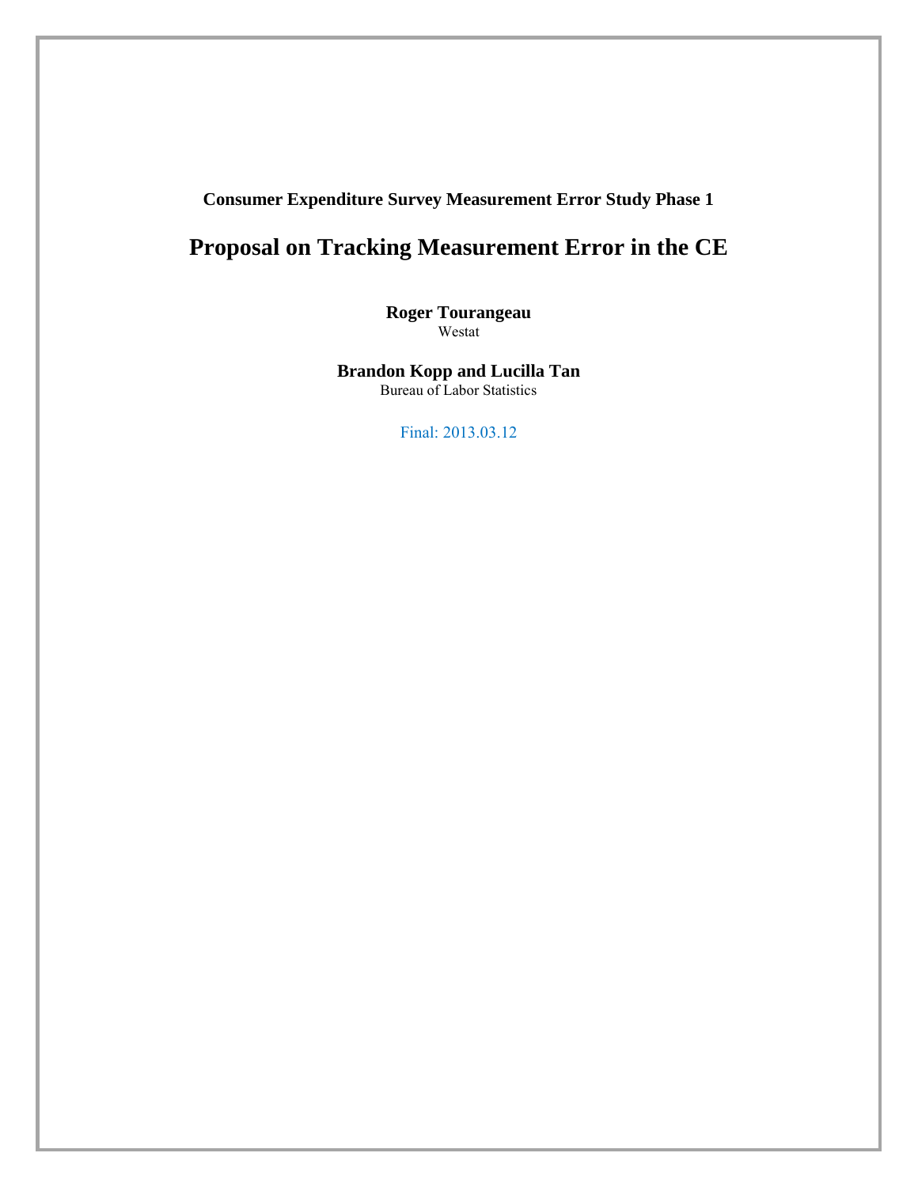**Consumer Expenditure Survey Measurement Error Study Phase 1**

# Proposal on Tracking Measurement Error in the CE

**Roger Tourangeau**
Westat

**Brandon Kopp and Lucilla Tan**
Bureau of Labor Statistics

Final: 2013.03.12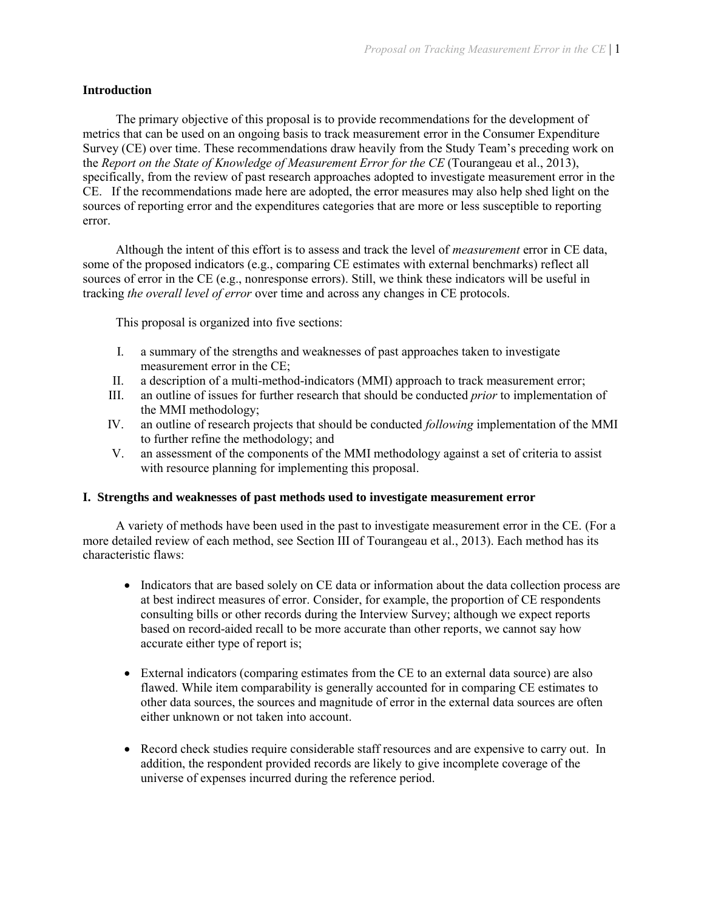## Introduction

The primary objective of this proposal is to provide recommendations for the development of metrics that can be used on an ongoing basis to track measurement error in the Consumer Expenditure Survey (CE) over time. These recommendations draw heavily from the Study Team's preceding work on the *Report on the State of Knowledge of Measurement Error for the CE* (Tourangeau et al., 2013), specifically, from the review of past research approaches adopted to investigate measurement error in the CE. If the recommendations made here are adopted, the error measures may also help shed light on the sources of reporting error and the expenditures categories that are more or less susceptible to reporting error.

Although the intent of this effort is to assess and track the level of *measurement* error in CE data, some of the proposed indicators (e.g., comparing CE estimates with external benchmarks) reflect all sources of error in the CE (e.g., nonresponse errors). Still, we think these indicators will be useful in tracking *the overall level of error* over time and across any changes in CE protocols.

This proposal is organized into five sections:

I. a summary of the strengths and weaknesses of past approaches taken to investigate measurement error in the CE;
II. a description of a multi-method-indicators (MMI) approach to track measurement error;
III. an outline of issues for further research that should be conducted *prior* to implementation of the MMI methodology;
IV. an outline of research projects that should be conducted *following* implementation of the MMI to further refine the methodology; and
V. an assessment of the components of the MMI methodology against a set of criteria to assist with resource planning for implementing this proposal.

## I. Strengths and weaknesses of past methods used to investigate measurement error

A variety of methods have been used in the past to investigate measurement error in the CE. (For a more detailed review of each method, see Section III of Tourangeau et al., 2013). Each method has its characteristic flaws:

- Indicators that are based solely on CE data or information about the data collection process are at best indirect measures of error. Consider, for example, the proportion of CE respondents consulting bills or other records during the Interview Survey; although we expect reports based on record-aided recall to be more accurate than other reports, we cannot say how accurate either type of report is;

- External indicators (comparing estimates from the CE to an external data source) are also flawed. While item comparability is generally accounted for in comparing CE estimates to other data sources, the sources and magnitude of error in the external data sources are often either unknown or not taken into account.

- Record check studies require considerable staff resources and are expensive to carry out. In addition, the respondent provided records are likely to give incomplete coverage of the universe of expenses incurred during the reference period.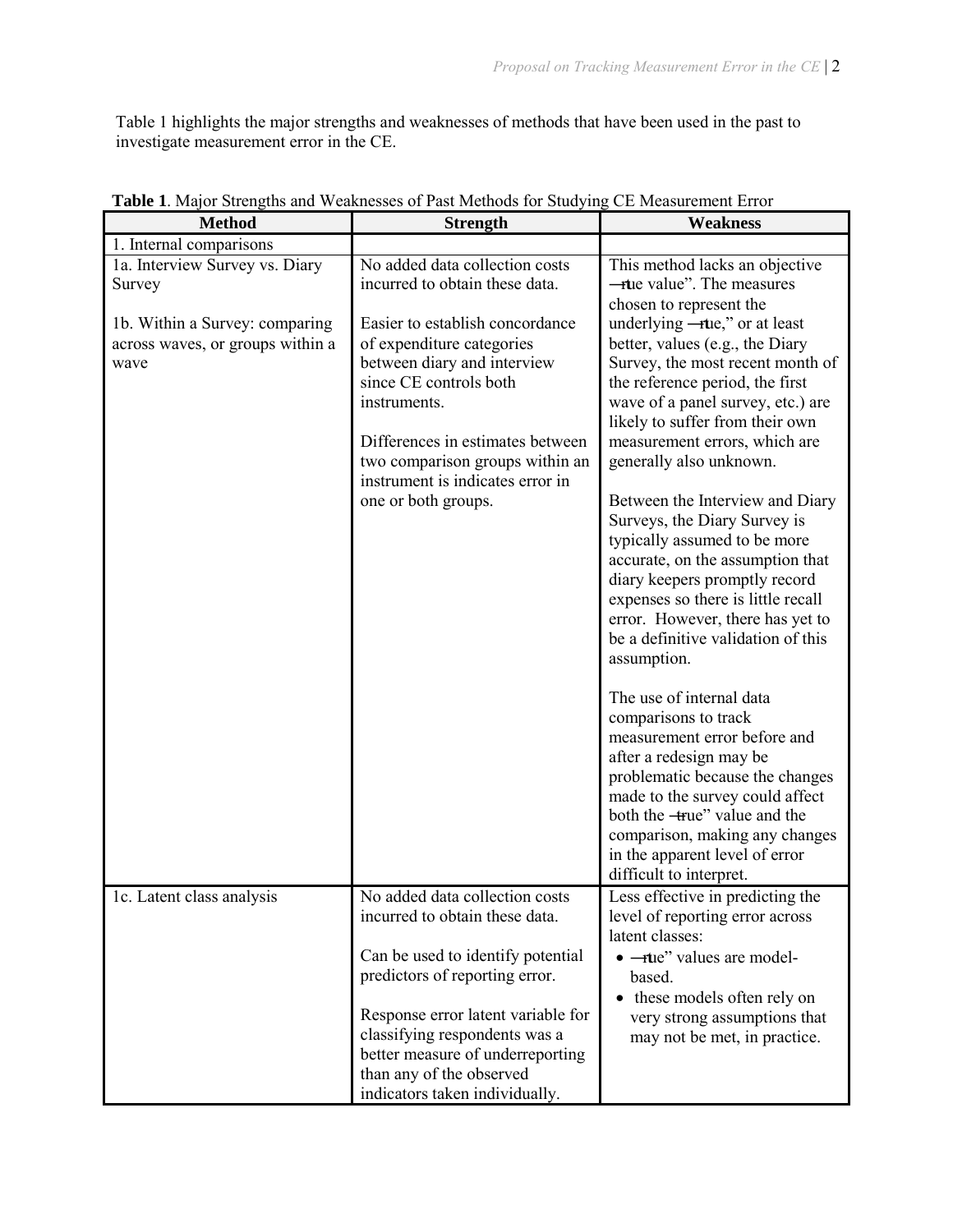Table 1 highlights the major strengths and weaknesses of methods that have been used in the past to investigate measurement error in the CE.

**Table 1**. Major Strengths and Weaknesses of Past Methods for Studying CE Measurement Error

| Method | Strength | Weakness |
|---|---|---|
| 1. Internal comparisons | | |
| 1a. Interview Survey vs. Diary Survey<br><br>1b. Within a Survey: comparing across waves, or groups within a wave | No added data collection costs incurred to obtain these data.<br><br>Easier to establish concordance of expenditure categories between diary and interview since CE controls both instruments.<br><br>Differences in estimates between two comparison groups within an instrument is indicates error in one or both groups. | This method lacks an objective ―true value". The measures chosen to represent the underlying ―true," or at least better, values (e.g., the Diary Survey, the most recent month of the reference period, the first wave of a panel survey, etc.) are likely to suffer from their own measurement errors, which are generally also unknown.<br><br>Between the Interview and Diary Surveys, the Diary Survey is typically assumed to be more accurate, on the assumption that diary keepers promptly record expenses so there is little recall error. However, there has yet to be a definitive validation of this assumption.<br><br>The use of internal data comparisons to track measurement error before and after a redesign may be problematic because the changes made to the survey could affect both the ―true" value and the comparison, making any changes in the apparent level of error difficult to interpret. |
| 1c. Latent class analysis | No added data collection costs incurred to obtain these data.<br><br>Can be used to identify potential predictors of reporting error.<br><br>Response error latent variable for classifying respondents was a better measure of underreporting than any of the observed indicators taken individually. | Less effective in predicting the level of reporting error across latent classes:<br>• ―true" values are model-based.<br>• these models often rely on very strong assumptions that may not be met, in practice. |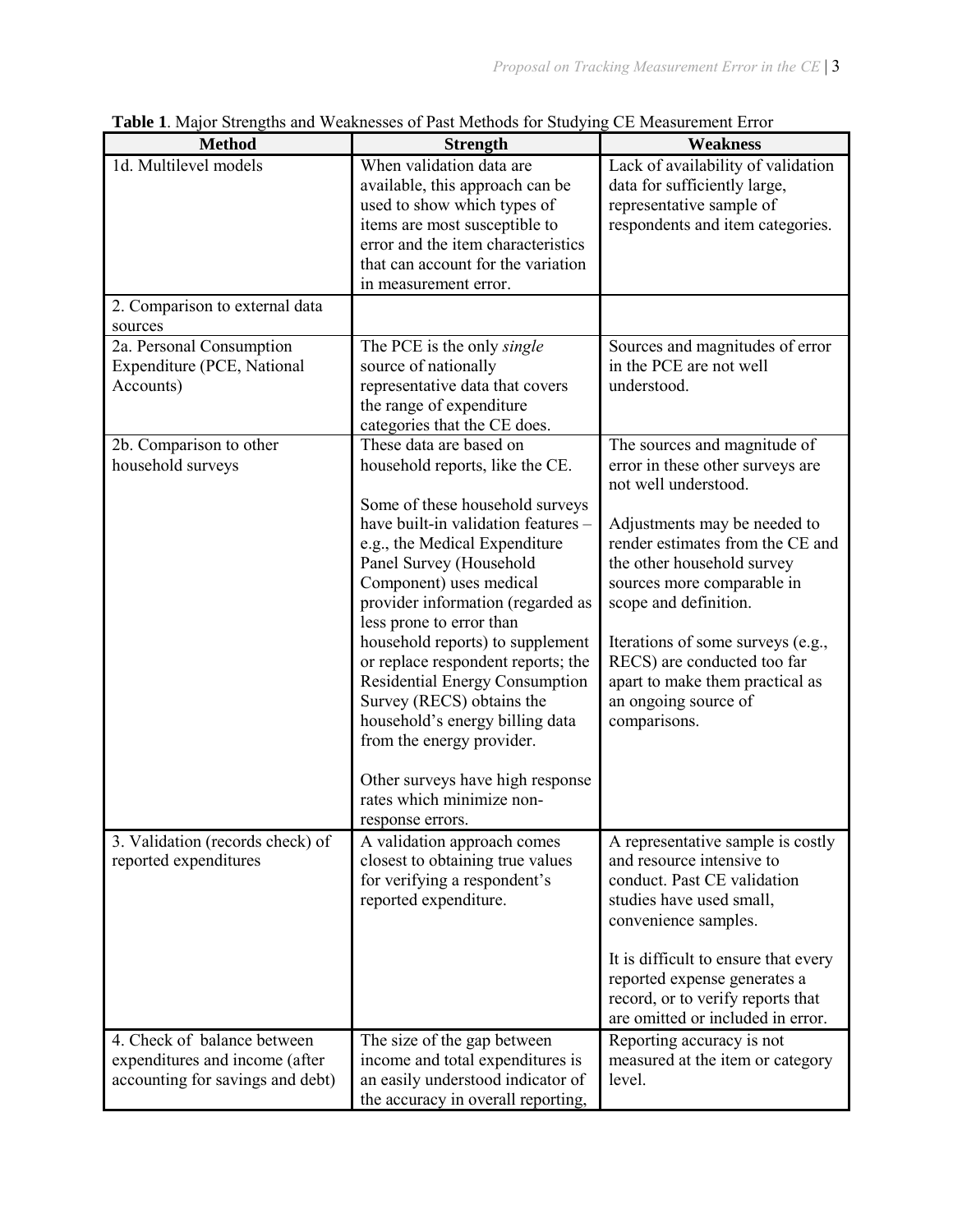**Table 1**. Major Strengths and Weaknesses of Past Methods for Studying CE Measurement Error

| Method | Strength | Weakness |
|---|---|---|
| 1d. Multilevel models | When validation data are available, this approach can be used to show which types of items are most susceptible to error and the item characteristics that can account for the variation in measurement error. | Lack of availability of validation data for sufficiently large, representative sample of respondents and item categories. |
| 2. Comparison to external data sources | | |
| 2a. Personal Consumption Expenditure (PCE, National Accounts) | The PCE is the only *single* source of nationally representative data that covers the range of expenditure categories that the CE does. | Sources and magnitudes of error in the PCE are not well understood. |
| 2b. Comparison to other household surveys | These data are based on household reports, like the CE.<br><br>Some of these household surveys have built-in validation features – e.g., the Medical Expenditure Panel Survey (Household Component) uses medical provider information (regarded as less prone to error than household reports) to supplement or replace respondent reports; the Residential Energy Consumption Survey (RECS) obtains the household's energy billing data from the energy provider.<br><br>Other surveys have high response rates which minimize non-response errors. | The sources and magnitude of error in these other surveys are not well understood.<br><br>Adjustments may be needed to render estimates from the CE and the other household survey sources more comparable in scope and definition.<br><br>Iterations of some surveys (e.g., RECS) are conducted too far apart to make them practical as an ongoing source of comparisons. |
| 3. Validation (records check) of reported expenditures | A validation approach comes closest to obtaining true values for verifying a respondent's reported expenditure. | A representative sample is costly and resource intensive to conduct. Past CE validation studies have used small, convenience samples.<br><br>It is difficult to ensure that every reported expense generates a record, or to verify reports that are omitted or included in error. |
| 4. Check of balance between expenditures and income (after accounting for savings and debt) | The size of the gap between income and total expenditures is an easily understood indicator of the accuracy in overall reporting, | Reporting accuracy is not measured at the item or category level. |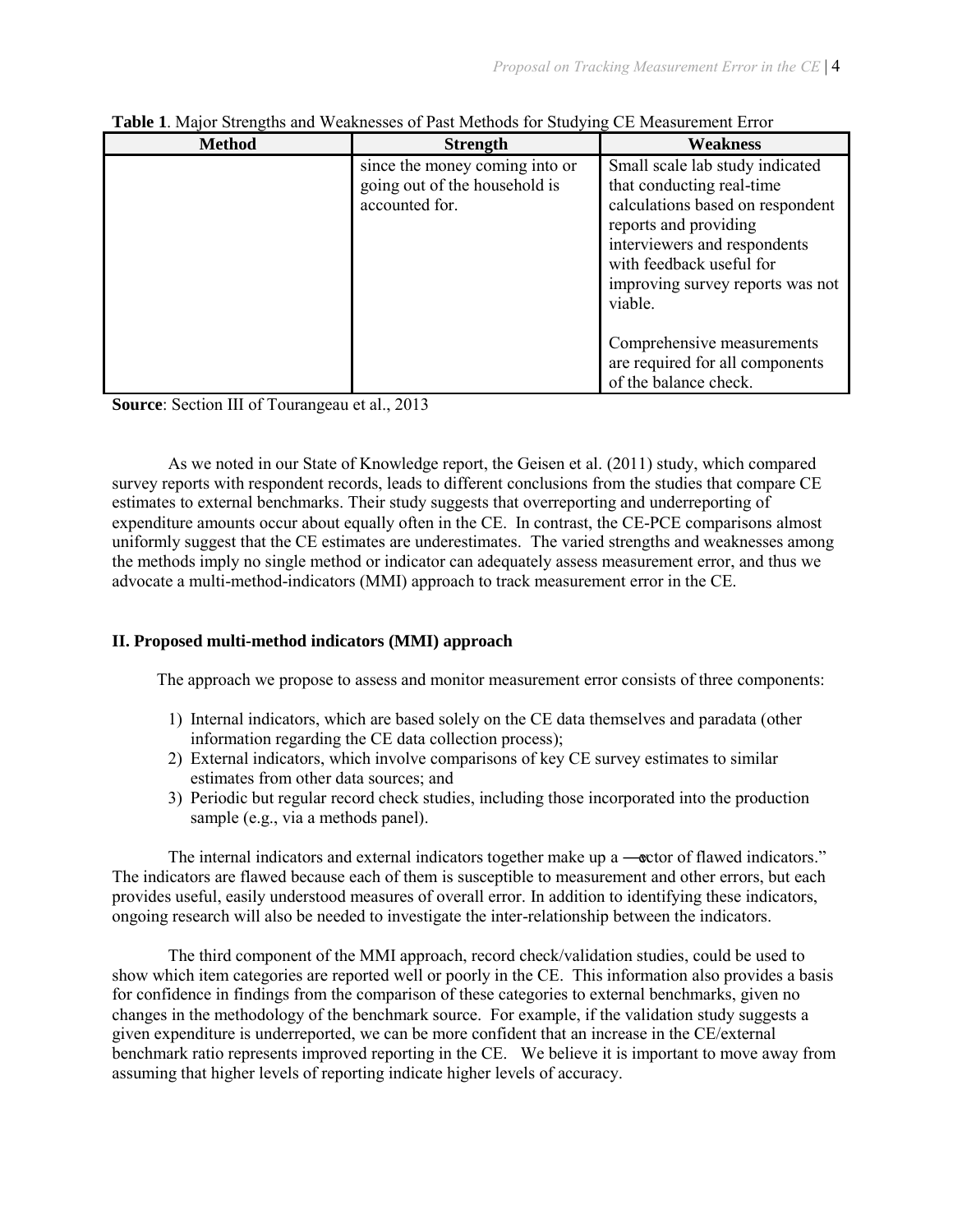**Table 1**. Major Strengths and Weaknesses of Past Methods for Studying CE Measurement Error

| Method | Strength | Weakness |
|---|---|---|
| | since the money coming into or going out of the household is accounted for. | Small scale lab study indicated that conducting real-time calculations based on respondent reports and providing interviewers and respondents with feedback useful for improving survey reports was not viable.<br><br>Comprehensive measurements are required for all components of the balance check. |

**Source**: Section III of Tourangeau et al., 2013

As we noted in our State of Knowledge report, the Geisen et al. (2011) study, which compared survey reports with respondent records, leads to different conclusions from the studies that compare CE estimates to external benchmarks. Their study suggests that overreporting and underreporting of expenditure amounts occur about equally often in the CE. In contrast, the CE-PCE comparisons almost uniformly suggest that the CE estimates are underestimates. The varied strengths and weaknesses among the methods imply no single method or indicator can adequately assess measurement error, and thus we advocate a multi-method-indicators (MMI) approach to track measurement error in the CE.

## II. Proposed multi-method indicators (MMI) approach

The approach we propose to assess and monitor measurement error consists of three components:

1) Internal indicators, which are based solely on the CE data themselves and paradata (other information regarding the CE data collection process);
2) External indicators, which involve comparisons of key CE survey estimates to similar estimates from other data sources; and
3) Periodic but regular record check studies, including those incorporated into the production sample (e.g., via a methods panel).

The internal indicators and external indicators together make up a ―vector of flawed indicators." The indicators are flawed because each of them is susceptible to measurement and other errors, but each provides useful, easily understood measures of overall error. In addition to identifying these indicators, ongoing research will also be needed to investigate the inter-relationship between the indicators.

The third component of the MMI approach, record check/validation studies, could be used to show which item categories are reported well or poorly in the CE. This information also provides a basis for confidence in findings from the comparison of these categories to external benchmarks, given no changes in the methodology of the benchmark source. For example, if the validation study suggests a given expenditure is underreported, we can be more confident that an increase in the CE/external benchmark ratio represents improved reporting in the CE. We believe it is important to move away from assuming that higher levels of reporting indicate higher levels of accuracy.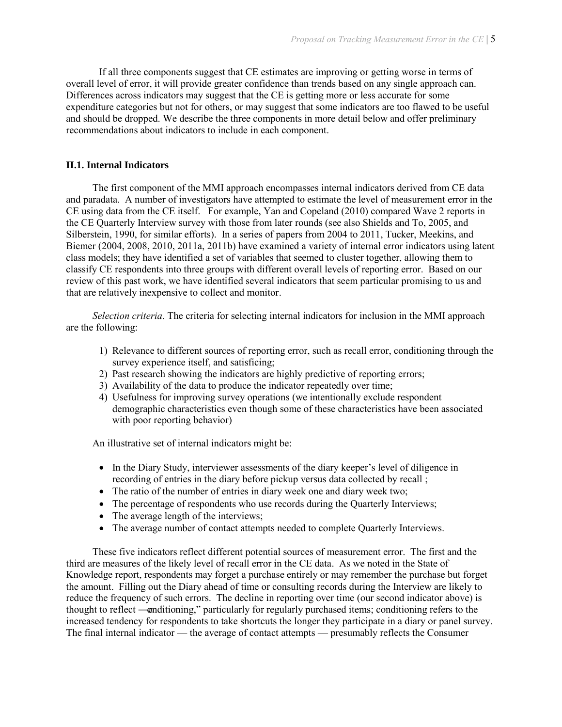If all three components suggest that CE estimates are improving or getting worse in terms of overall level of error, it will provide greater confidence than trends based on any single approach can. Differences across indicators may suggest that the CE is getting more or less accurate for some expenditure categories but not for others, or may suggest that some indicators are too flawed to be useful and should be dropped. We describe the three components in more detail below and offer preliminary recommendations about indicators to include in each component.

### II.1. Internal Indicators

The first component of the MMI approach encompasses internal indicators derived from CE data and paradata. A number of investigators have attempted to estimate the level of measurement error in the CE using data from the CE itself. For example, Yan and Copeland (2010) compared Wave 2 reports in the CE Quarterly Interview survey with those from later rounds (see also Shields and To, 2005, and Silberstein, 1990, for similar efforts). In a series of papers from 2004 to 2011, Tucker, Meekins, and Biemer (2004, 2008, 2010, 2011a, 2011b) have examined a variety of internal error indicators using latent class models; they have identified a set of variables that seemed to cluster together, allowing them to classify CE respondents into three groups with different overall levels of reporting error. Based on our review of this past work, we have identified several indicators that seem particular promising to us and that are relatively inexpensive to collect and monitor.

*Selection criteria*. The criteria for selecting internal indicators for inclusion in the MMI approach are the following:

1) Relevance to different sources of reporting error, such as recall error, conditioning through the survey experience itself, and satisficing;
2) Past research showing the indicators are highly predictive of reporting errors;
3) Availability of the data to produce the indicator repeatedly over time;
4) Usefulness for improving survey operations (we intentionally exclude respondent demographic characteristics even though some of these characteristics have been associated with poor reporting behavior)

An illustrative set of internal indicators might be:

- In the Diary Study, interviewer assessments of the diary keeper's level of diligence in recording of entries in the diary before pickup versus data collected by recall ;
- The ratio of the number of entries in diary week one and diary week two;
- The percentage of respondents who use records during the Quarterly Interviews;
- The average length of the interviews;
- The average number of contact attempts needed to complete Quarterly Interviews.

These five indicators reflect different potential sources of measurement error. The first and the third are measures of the likely level of recall error in the CE data. As we noted in the State of Knowledge report, respondents may forget a purchase entirely or may remember the purchase but forget the amount. Filling out the Diary ahead of time or consulting records during the Interview are likely to reduce the frequency of such errors. The decline in reporting over time (our second indicator above) is thought to reflect ―conditioning," particularly for regularly purchased items; conditioning refers to the increased tendency for respondents to take shortcuts the longer they participate in a diary or panel survey. The final internal indicator — the average of contact attempts — presumably reflects the Consumer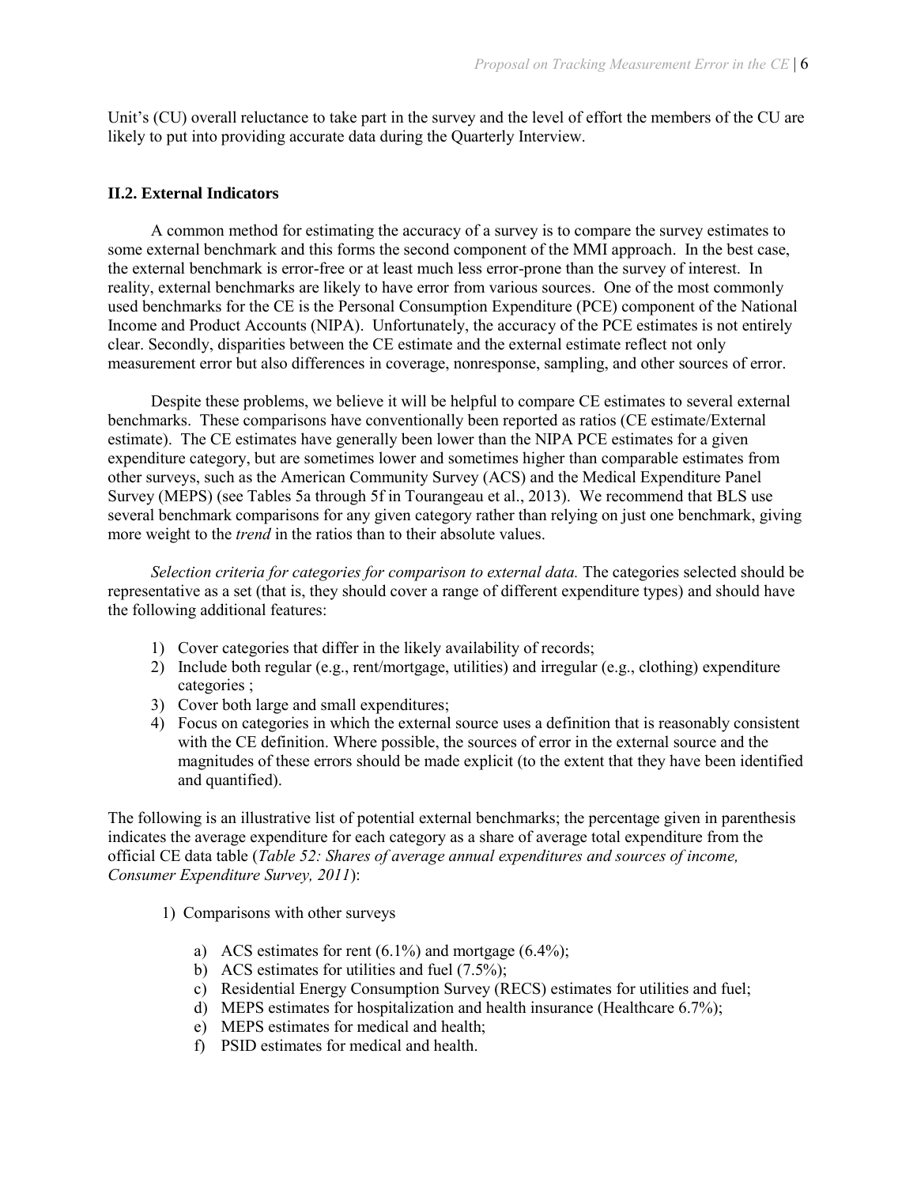Unit's (CU) overall reluctance to take part in the survey and the level of effort the members of the CU are likely to put into providing accurate data during the Quarterly Interview.

### II.2. External Indicators

A common method for estimating the accuracy of a survey is to compare the survey estimates to some external benchmark and this forms the second component of the MMI approach. In the best case, the external benchmark is error-free or at least much less error-prone than the survey of interest. In reality, external benchmarks are likely to have error from various sources. One of the most commonly used benchmarks for the CE is the Personal Consumption Expenditure (PCE) component of the National Income and Product Accounts (NIPA). Unfortunately, the accuracy of the PCE estimates is not entirely clear. Secondly, disparities between the CE estimate and the external estimate reflect not only measurement error but also differences in coverage, nonresponse, sampling, and other sources of error.

Despite these problems, we believe it will be helpful to compare CE estimates to several external benchmarks. These comparisons have conventionally been reported as ratios (CE estimate/External estimate). The CE estimates have generally been lower than the NIPA PCE estimates for a given expenditure category, but are sometimes lower and sometimes higher than comparable estimates from other surveys, such as the American Community Survey (ACS) and the Medical Expenditure Panel Survey (MEPS) (see Tables 5a through 5f in Tourangeau et al., 2013). We recommend that BLS use several benchmark comparisons for any given category rather than relying on just one benchmark, giving more weight to the *trend* in the ratios than to their absolute values.

*Selection criteria for categories for comparison to external data.* The categories selected should be representative as a set (that is, they should cover a range of different expenditure types) and should have the following additional features:

1) Cover categories that differ in the likely availability of records;
2) Include both regular (e.g., rent/mortgage, utilities) and irregular (e.g., clothing) expenditure categories ;
3) Cover both large and small expenditures;
4) Focus on categories in which the external source uses a definition that is reasonably consistent with the CE definition. Where possible, the sources of error in the external source and the magnitudes of these errors should be made explicit (to the extent that they have been identified and quantified).

The following is an illustrative list of potential external benchmarks; the percentage given in parenthesis indicates the average expenditure for each category as a share of average total expenditure from the official CE data table (*Table 52: Shares of average annual expenditures and sources of income, Consumer Expenditure Survey, 2011*):

1) Comparisons with other surveys
    a) ACS estimates for rent (6.1%) and mortgage (6.4%);
    b) ACS estimates for utilities and fuel (7.5%);
    c) Residential Energy Consumption Survey (RECS) estimates for utilities and fuel;
    d) MEPS estimates for hospitalization and health insurance (Healthcare 6.7%);
    e) MEPS estimates for medical and health;
    f) PSID estimates for medical and health.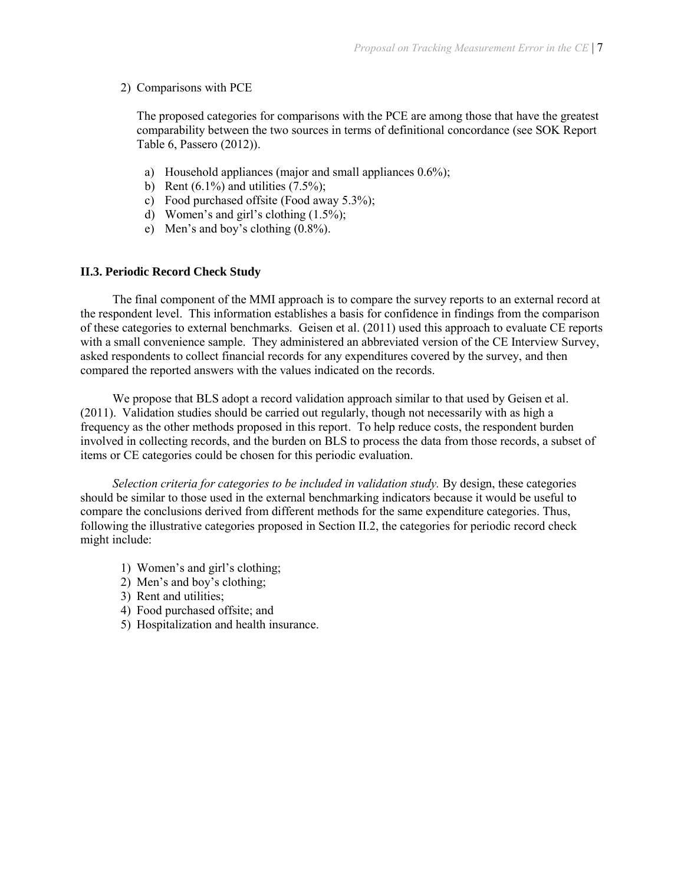2) Comparisons with PCE

   The proposed categories for comparisons with the PCE are among those that have the greatest comparability between the two sources in terms of definitional concordance (see SOK Report Table 6, Passero (2012)).

   a) Household appliances (major and small appliances 0.6%);
   b) Rent (6.1%) and utilities (7.5%);
   c) Food purchased offsite (Food away 5.3%);
   d) Women's and girl's clothing (1.5%);
   e) Men's and boy's clothing (0.8%).

### II.3. Periodic Record Check Study

The final component of the MMI approach is to compare the survey reports to an external record at the respondent level. This information establishes a basis for confidence in findings from the comparison of these categories to external benchmarks. Geisen et al. (2011) used this approach to evaluate CE reports with a small convenience sample. They administered an abbreviated version of the CE Interview Survey, asked respondents to collect financial records for any expenditures covered by the survey, and then compared the reported answers with the values indicated on the records.

We propose that BLS adopt a record validation approach similar to that used by Geisen et al. (2011). Validation studies should be carried out regularly, though not necessarily with as high a frequency as the other methods proposed in this report. To help reduce costs, the respondent burden involved in collecting records, and the burden on BLS to process the data from those records, a subset of items or CE categories could be chosen for this periodic evaluation.

*Selection criteria for categories to be included in validation study.* By design, these categories should be similar to those used in the external benchmarking indicators because it would be useful to compare the conclusions derived from different methods for the same expenditure categories. Thus, following the illustrative categories proposed in Section II.2, the categories for periodic record check might include:

1) Women's and girl's clothing;
2) Men's and boy's clothing;
3) Rent and utilities;
4) Food purchased offsite; and
5) Hospitalization and health insurance.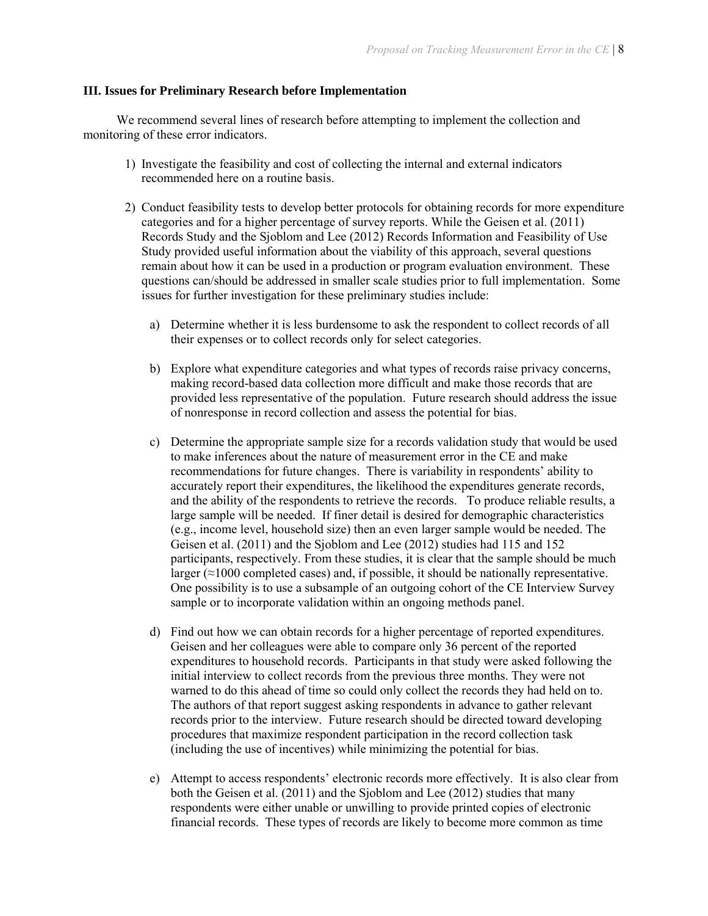### III. Issues for Preliminary Research before Implementation

We recommend several lines of research before attempting to implement the collection and monitoring of these error indicators.

1) Investigate the feasibility and cost of collecting the internal and external indicators recommended here on a routine basis.

2) Conduct feasibility tests to develop better protocols for obtaining records for more expenditure categories and for a higher percentage of survey reports. While the Geisen et al. (2011) Records Study and the Sjoblom and Lee (2012) Records Information and Feasibility of Use Study provided useful information about the viability of this approach, several questions remain about how it can be used in a production or program evaluation environment. These questions can/should be addressed in smaller scale studies prior to full implementation. Some issues for further investigation for these preliminary studies include:

   a) Determine whether it is less burdensome to ask the respondent to collect records of all their expenses or to collect records only for select categories.

   b) Explore what expenditure categories and what types of records raise privacy concerns, making record-based data collection more difficult and make those records that are provided less representative of the population. Future research should address the issue of nonresponse in record collection and assess the potential for bias.

   c) Determine the appropriate sample size for a records validation study that would be used to make inferences about the nature of measurement error in the CE and make recommendations for future changes. There is variability in respondents' ability to accurately report their expenditures, the likelihood the expenditures generate records, and the ability of the respondents to retrieve the records. To produce reliable results, a large sample will be needed. If finer detail is desired for demographic characteristics (e.g., income level, household size) then an even larger sample would be needed. The Geisen et al. (2011) and the Sjoblom and Lee (2012) studies had 115 and 152 participants, respectively. From these studies, it is clear that the sample should be much larger (≈1000 completed cases) and, if possible, it should be nationally representative. One possibility is to use a subsample of an outgoing cohort of the CE Interview Survey sample or to incorporate validation within an ongoing methods panel.

   d) Find out how we can obtain records for a higher percentage of reported expenditures. Geisen and her colleagues were able to compare only 36 percent of the reported expenditures to household records. Participants in that study were asked following the initial interview to collect records from the previous three months. They were not warned to do this ahead of time so could only collect the records they had held on to. The authors of that report suggest asking respondents in advance to gather relevant records prior to the interview. Future research should be directed toward developing procedures that maximize respondent participation in the record collection task (including the use of incentives) while minimizing the potential for bias.

   e) Attempt to access respondents' electronic records more effectively. It is also clear from both the Geisen et al. (2011) and the Sjoblom and Lee (2012) studies that many respondents were either unable or unwilling to provide printed copies of electronic financial records. These types of records are likely to become more common as time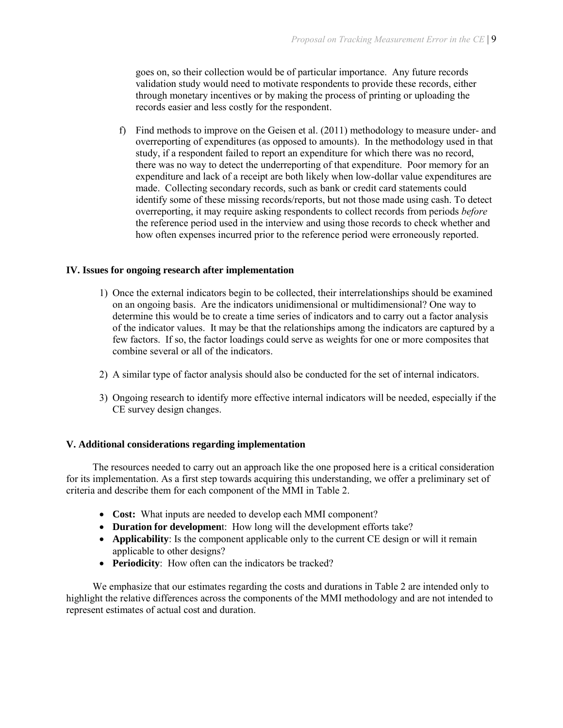goes on, so their collection would be of particular importance. Any future records validation study would need to motivate respondents to provide these records, either through monetary incentives or by making the process of printing or uploading the records easier and less costly for the respondent.

f) Find methods to improve on the Geisen et al. (2011) methodology to measure under- and overreporting of expenditures (as opposed to amounts). In the methodology used in that study, if a respondent failed to report an expenditure for which there was no record, there was no way to detect the underreporting of that expenditure. Poor memory for an expenditure and lack of a receipt are both likely when low-dollar value expenditures are made. Collecting secondary records, such as bank or credit card statements could identify some of these missing records/reports, but not those made using cash. To detect overreporting, it may require asking respondents to collect records from periods *before* the reference period used in the interview and using those records to check whether and how often expenses incurred prior to the reference period were erroneously reported.

## IV. Issues for ongoing research after implementation

1) Once the external indicators begin to be collected, their interrelationships should be examined on an ongoing basis. Are the indicators unidimensional or multidimensional? One way to determine this would be to create a time series of indicators and to carry out a factor analysis of the indicator values. It may be that the relationships among the indicators are captured by a few factors. If so, the factor loadings could serve as weights for one or more composites that combine several or all of the indicators.

2) A similar type of factor analysis should also be conducted for the set of internal indicators.

3) Ongoing research to identify more effective internal indicators will be needed, especially if the CE survey design changes.

## V. Additional considerations regarding implementation

The resources needed to carry out an approach like the one proposed here is a critical consideration for its implementation. As a first step towards acquiring this understanding, we offer a preliminary set of criteria and describe them for each component of the MMI in Table 2.

- **Cost:** What inputs are needed to develop each MMI component?
- **Duration for development**: How long will the development efforts take?
- **Applicability**: Is the component applicable only to the current CE design or will it remain applicable to other designs?
- **Periodicity**: How often can the indicators be tracked?

We emphasize that our estimates regarding the costs and durations in Table 2 are intended only to highlight the relative differences across the components of the MMI methodology and are not intended to represent estimates of actual cost and duration.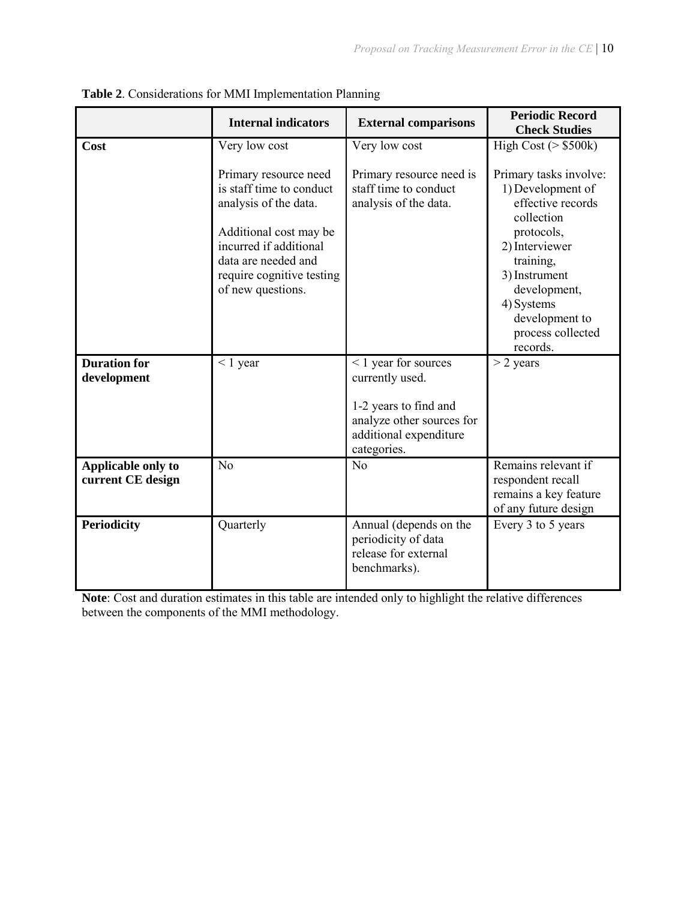**Table 2**. Considerations for MMI Implementation Planning

| | **Internal indicators** | **External comparisons** | **Periodic Record Check Studies** |
|---|---|---|---|
| **Cost** | Very low cost<br><br>Primary resource need is staff time to conduct analysis of the data.<br><br>Additional cost may be incurred if additional data are needed and require cognitive testing of new questions. | Very low cost<br><br>Primary resource need is staff time to conduct analysis of the data. | High Cost (> $500k)<br><br>Primary tasks involve:<br>1) Development of effective records collection protocols,<br>2) Interviewer training,<br>3) Instrument development,<br>4) Systems development to process collected records. |
| **Duration for development** | < 1 year | < 1 year for sources currently used.<br><br>1-2 years to find and analyze other sources for additional expenditure categories. | > 2 years |
| **Applicable only to current CE design** | No | No | Remains relevant if respondent recall remains a key feature of any future design |
| **Periodicity** | Quarterly | Annual (depends on the periodicity of data release for external benchmarks). | Every 3 to 5 years |

**Note**: Cost and duration estimates in this table are intended only to highlight the relative differences between the components of the MMI methodology.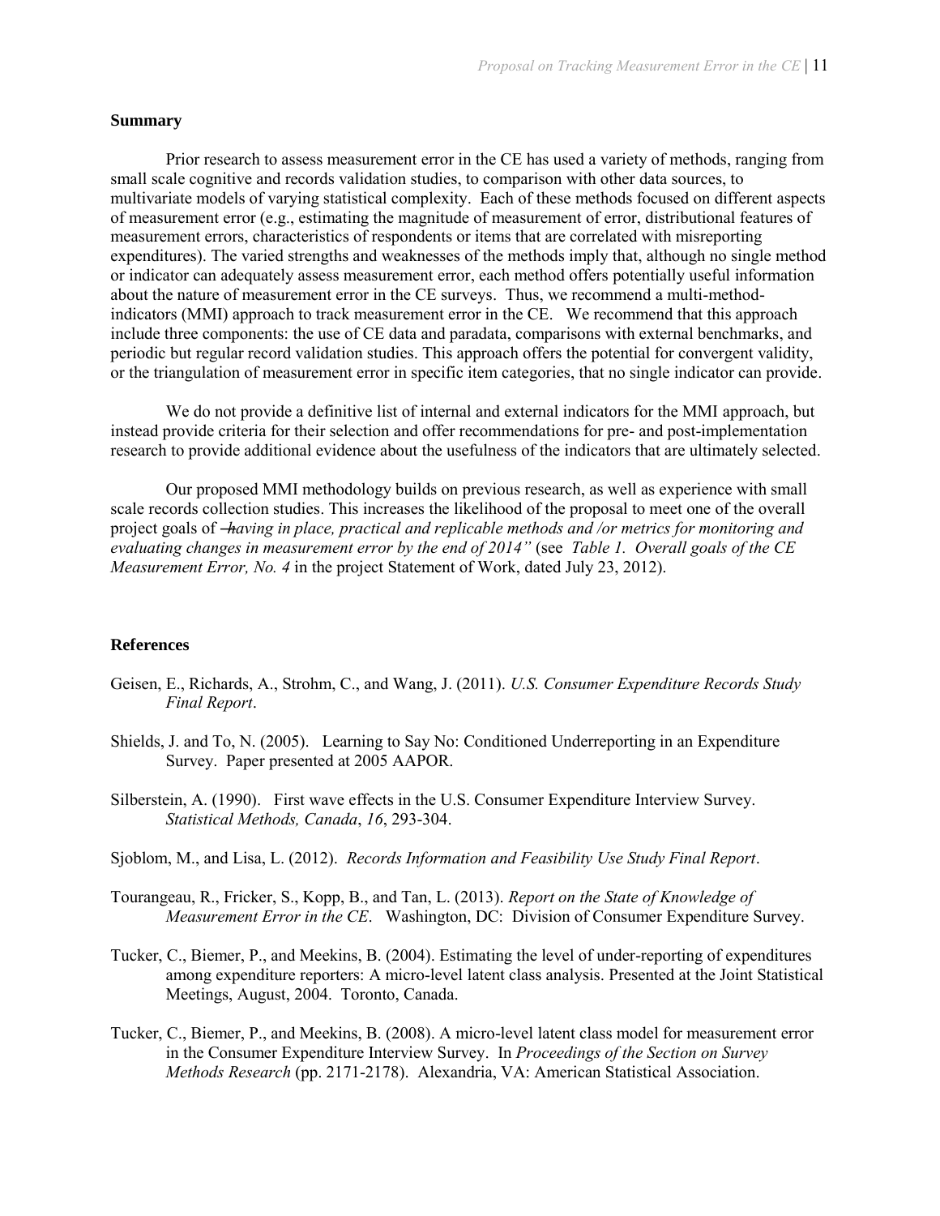## Summary

Prior research to assess measurement error in the CE has used a variety of methods, ranging from small scale cognitive and records validation studies, to comparison with other data sources, to multivariate models of varying statistical complexity. Each of these methods focused on different aspects of measurement error (e.g., estimating the magnitude of measurement of error, distributional features of measurement errors, characteristics of respondents or items that are correlated with misreporting expenditures). The varied strengths and weaknesses of the methods imply that, although no single method or indicator can adequately assess measurement error, each method offers potentially useful information about the nature of measurement error in the CE surveys. Thus, we recommend a multi-method-indicators (MMI) approach to track measurement error in the CE. We recommend that this approach include three components: the use of CE data and paradata, comparisons with external benchmarks, and periodic but regular record validation studies. This approach offers the potential for convergent validity, or the triangulation of measurement error in specific item categories, that no single indicator can provide.

We do not provide a definitive list of internal and external indicators for the MMI approach, but instead provide criteria for their selection and offer recommendations for pre- and post-implementation research to provide additional evidence about the usefulness of the indicators that are ultimately selected.

Our proposed MMI methodology builds on previous research, as well as experience with small scale records collection studies. This increases the likelihood of the proposal to meet one of the overall project goals of *"having in place, practical and replicable methods and /or metrics for monitoring and evaluating changes in measurement error by the end of 2014"* (see *Table 1. Overall goals of the CE Measurement Error, No. 4* in the project Statement of Work, dated July 23, 2012).

## References

Geisen, E., Richards, A., Strohm, C., and Wang, J. (2011). *U.S. Consumer Expenditure Records Study Final Report*.

Shields, J. and To, N. (2005). Learning to Say No: Conditioned Underreporting in an Expenditure Survey. Paper presented at 2005 AAPOR.

Silberstein, A. (1990). First wave effects in the U.S. Consumer Expenditure Interview Survey. *Statistical Methods, Canada*, *16*, 293-304.

Sjoblom, M., and Lisa, L. (2012). *Records Information and Feasibility Use Study Final Report*.

Tourangeau, R., Fricker, S., Kopp, B., and Tan, L. (2013). *Report on the State of Knowledge of Measurement Error in the CE*. Washington, DC: Division of Consumer Expenditure Survey.

Tucker, C., Biemer, P., and Meekins, B. (2004). Estimating the level of under-reporting of expenditures among expenditure reporters: A micro-level latent class analysis. Presented at the Joint Statistical Meetings, August, 2004. Toronto, Canada.

Tucker, C., Biemer, P., and Meekins, B. (2008). A micro-level latent class model for measurement error in the Consumer Expenditure Interview Survey. In *Proceedings of the Section on Survey Methods Research* (pp. 2171-2178). Alexandria, VA: American Statistical Association.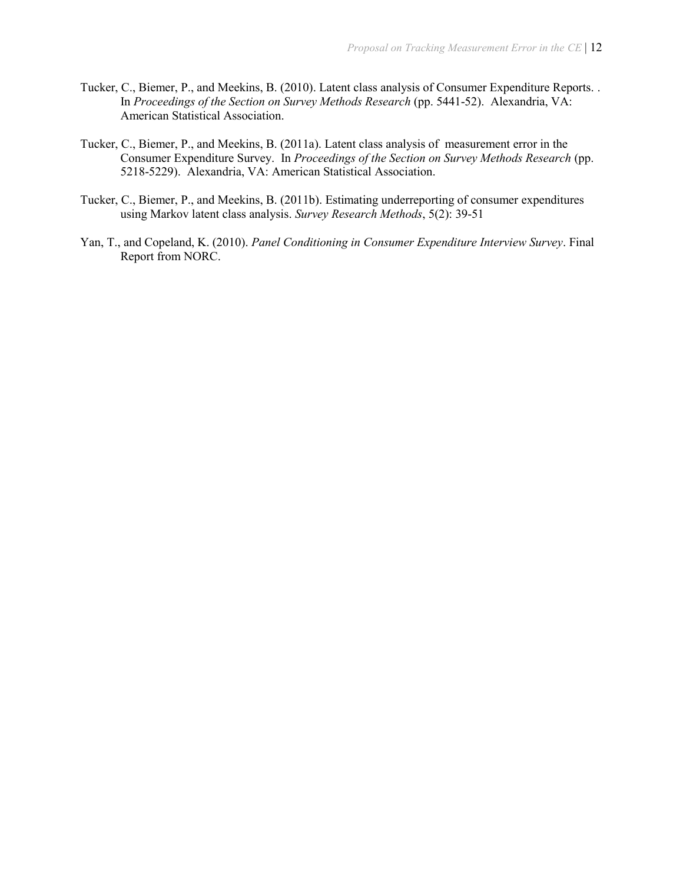Tucker, C., Biemer, P., and Meekins, B. (2010). Latent class analysis of Consumer Expenditure Reports. . In *Proceedings of the Section on Survey Methods Research* (pp. 5441-52). Alexandria, VA: American Statistical Association.

Tucker, C., Biemer, P., and Meekins, B. (2011a). Latent class analysis of measurement error in the Consumer Expenditure Survey. In *Proceedings of the Section on Survey Methods Research* (pp. 5218-5229). Alexandria, VA: American Statistical Association.

Tucker, C., Biemer, P., and Meekins, B. (2011b). Estimating underreporting of consumer expenditures using Markov latent class analysis. *Survey Research Methods*, 5(2): 39-51

Yan, T., and Copeland, K. (2010). *Panel Conditioning in Consumer Expenditure Interview Survey*. Final Report from NORC.